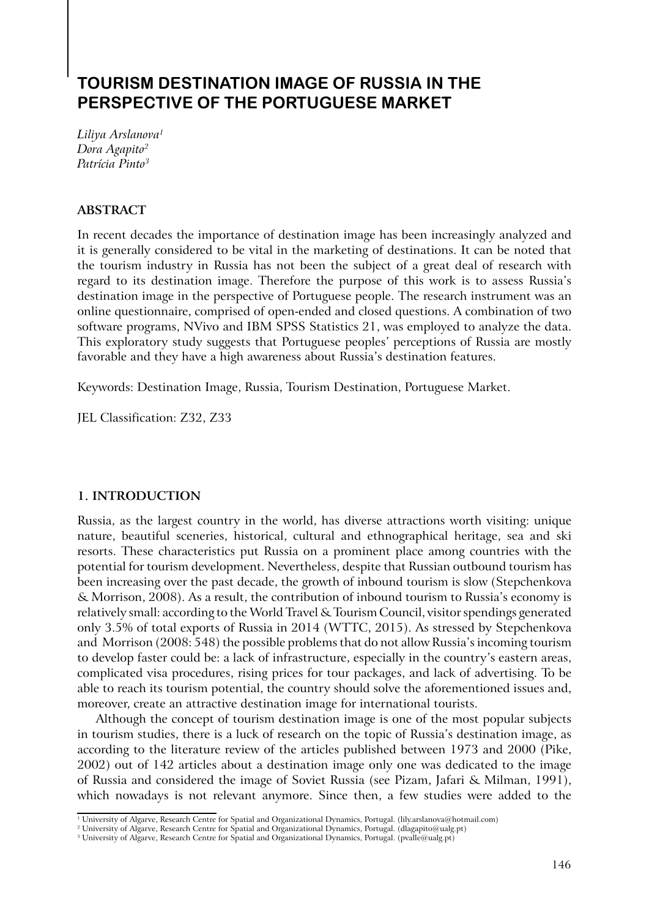# TOURISM DESTINATION IMAGE OF RUSSIA IN THE PERSPECTIVE OF THE PORTUGUESE MARKET

*Liliya Arslanova*[1]
*Dora Agapito*[2]
*Patrícia Pinto*[3]

## ABSTRACT

In recent decades the importance of destination image has been increasingly analyzed and it is generally considered to be vital in the marketing of destinations. It can be noted that the tourism industry in Russia has not been the subject of a great deal of research with regard to its destination image. Therefore the purpose of this work is to assess Russia's destination image in the perspective of Portuguese people. The research instrument was an online questionnaire, comprised of open-ended and closed questions. A combination of two software programs, NVivo and IBM SPSS Statistics 21, was employed to analyze the data. This exploratory study suggests that Portuguese peoples' perceptions of Russia are mostly favorable and they have a high awareness about Russia's destination features.

Keywords: Destination Image, Russia, Tourism Destination, Portuguese Market.

JEL Classification: Z32, Z33

## 1. INTRODUCTION

Russia, as the largest country in the world, has diverse attractions worth visiting: unique nature, beautiful sceneries, historical, cultural and ethnographical heritage, sea and ski resorts. These characteristics put Russia on a prominent place among countries with the potential for tourism development. Nevertheless, despite that Russian outbound tourism has been increasing over the past decade, the growth of inbound tourism is slow (Stepchenkova & Morrison, 2008). As a result, the contribution of inbound tourism to Russia's economy is relatively small: according to the World Travel & Tourism Council, visitor spendings generated only 3.5% of total exports of Russia in 2014 (WTTC, 2015). As stressed by Stepchenkova and Morrison (2008: 548) the possible problems that do not allow Russia's incoming tourism to develop faster could be: a lack of infrastructure, especially in the country's eastern areas, complicated visa procedures, rising prices for tour packages, and lack of advertising. To be able to reach its tourism potential, the country should solve the aforementioned issues and, moreover, create an attractive destination image for international tourists.

Although the concept of tourism destination image is one of the most popular subjects in tourism studies, there is a luck of research on the topic of Russia's destination image, as according to the literature review of the articles published between 1973 and 2000 (Pike, 2002) out of 142 articles about a destination image only one was dedicated to the image of Russia and considered the image of Soviet Russia (see Pizam, Jafari & Milman, 1991), which nowadays is not relevant anymore. Since then, a few studies were added to the

[1] University of Algarve, Research Centre for Spatial and Organizational Dynamics, Portugal. (lily.arslanova@hotmail.com)
[2] University of Algarve, Research Centre for Spatial and Organizational Dynamics, Portugal. (dlagapito@ualg.pt)
[3] University of Algarve, Research Centre for Spatial and Organizational Dynamics, Portugal. (pvalle@ualg.pt)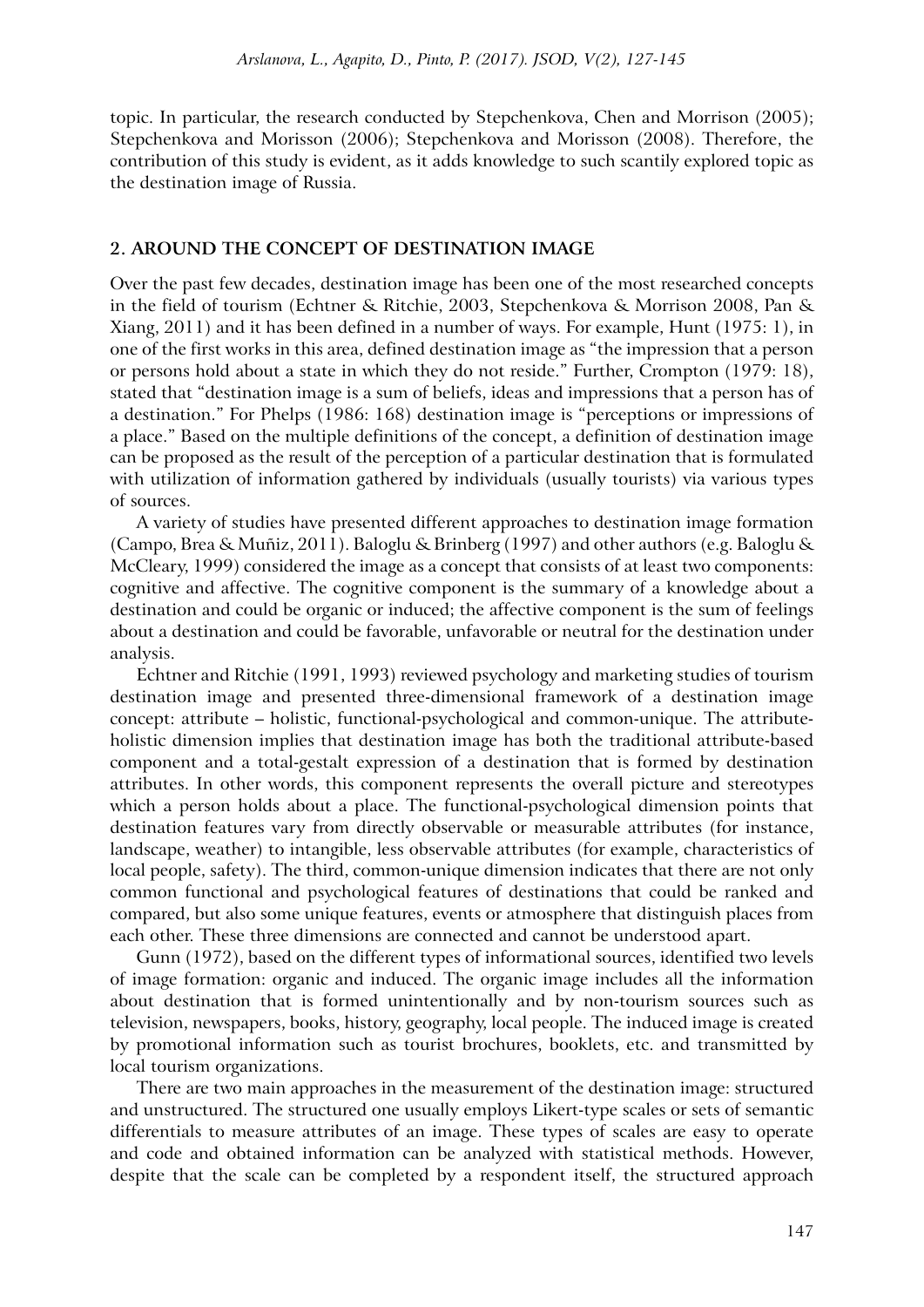topic. In particular, the research conducted by Stepchenkova, Chen and Morrison (2005); Stepchenkova and Morisson (2006); Stepchenkova and Morisson (2008). Therefore, the contribution of this study is evident, as it adds knowledge to such scantily explored topic as the destination image of Russia.

## 2. AROUND THE CONCEPT OF DESTINATION IMAGE

Over the past few decades, destination image has been one of the most researched concepts in the field of tourism (Echtner & Ritchie, 2003, Stepchenkova & Morrison 2008, Pan & Xiang, 2011) and it has been defined in a number of ways. For example, Hunt (1975: 1), in one of the first works in this area, defined destination image as "the impression that a person or persons hold about a state in which they do not reside." Further, Crompton (1979: 18), stated that "destination image is a sum of beliefs, ideas and impressions that a person has of a destination." For Phelps (1986: 168) destination image is "perceptions or impressions of a place." Based on the multiple definitions of the concept, a definition of destination image can be proposed as the result of the perception of a particular destination that is formulated with utilization of information gathered by individuals (usually tourists) via various types of sources.

A variety of studies have presented different approaches to destination image formation (Campo, Brea & Muñiz, 2011). Baloglu & Brinberg (1997) and other authors (e.g. Baloglu & McCleary, 1999) considered the image as a concept that consists of at least two components: cognitive and affective. The cognitive component is the summary of a knowledge about a destination and could be organic or induced; the affective component is the sum of feelings about a destination and could be favorable, unfavorable or neutral for the destination under analysis.

Echtner and Ritchie (1991, 1993) reviewed psychology and marketing studies of tourism destination image and presented three-dimensional framework of a destination image concept: attribute – holistic, functional-psychological and common-unique. The attribute-holistic dimension implies that destination image has both the traditional attribute-based component and a total-gestalt expression of a destination that is formed by destination attributes. In other words, this component represents the overall picture and stereotypes which a person holds about a place. The functional-psychological dimension points that destination features vary from directly observable or measurable attributes (for instance, landscape, weather) to intangible, less observable attributes (for example, characteristics of local people, safety). The third, common-unique dimension indicates that there are not only common functional and psychological features of destinations that could be ranked and compared, but also some unique features, events or atmosphere that distinguish places from each other. These three dimensions are connected and cannot be understood apart.

Gunn (1972), based on the different types of informational sources, identified two levels of image formation: organic and induced. The organic image includes all the information about destination that is formed unintentionally and by non-tourism sources such as television, newspapers, books, history, geography, local people. The induced image is created by promotional information such as tourist brochures, booklets, etc. and transmitted by local tourism organizations.

There are two main approaches in the measurement of the destination image: structured and unstructured. The structured one usually employs Likert-type scales or sets of semantic differentials to measure attributes of an image. These types of scales are easy to operate and code and obtained information can be analyzed with statistical methods. However, despite that the scale can be completed by a respondent itself, the structured approach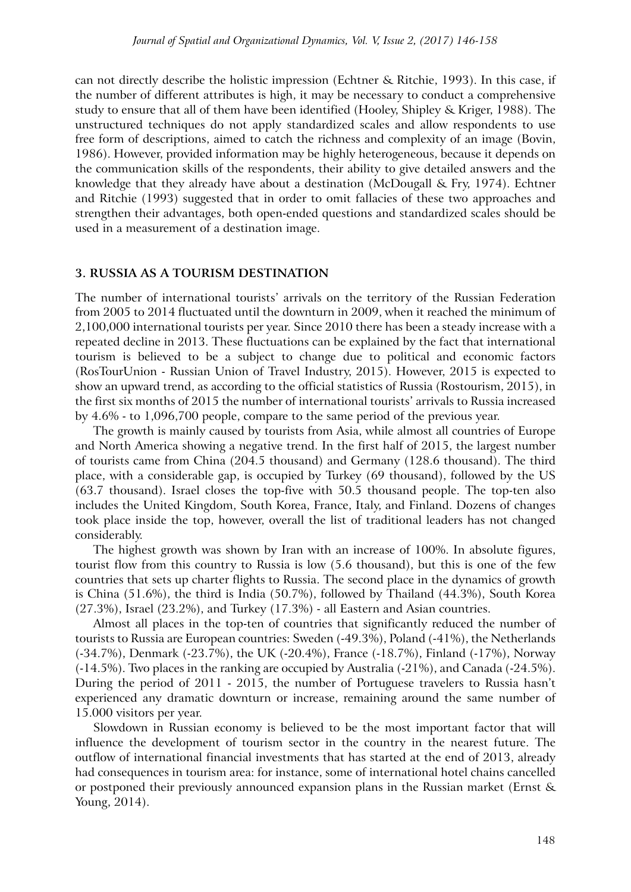can not directly describe the holistic impression (Echtner & Ritchie, 1993). In this case, if the number of different attributes is high, it may be necessary to conduct a comprehensive study to ensure that all of them have been identified (Hooley, Shipley & Kriger, 1988). The unstructured techniques do not apply standardized scales and allow respondents to use free form of descriptions, aimed to catch the richness and complexity of an image (Bovin, 1986). However, provided information may be highly heterogeneous, because it depends on the communication skills of the respondents, their ability to give detailed answers and the knowledge that they already have about a destination (McDougall & Fry, 1974). Echtner and Ritchie (1993) suggested that in order to omit fallacies of these two approaches and strengthen their advantages, both open-ended questions and standardized scales should be used in a measurement of a destination image.

## 3. RUSSIA AS A TOURISM DESTINATION

The number of international tourists' arrivals on the territory of the Russian Federation from 2005 to 2014 fluctuated until the downturn in 2009, when it reached the minimum of 2,100,000 international tourists per year. Since 2010 there has been a steady increase with a repeated decline in 2013. These fluctuations can be explained by the fact that international tourism is believed to be a subject to change due to political and economic factors (RosTourUnion - Russian Union of Travel Industry, 2015). However, 2015 is expected to show an upward trend, as according to the official statistics of Russia (Rostourism, 2015), in the first six months of 2015 the number of international tourists' arrivals to Russia increased by 4.6% - to 1,096,700 people, compare to the same period of the previous year.

The growth is mainly caused by tourists from Asia, while almost all countries of Europe and North America showing a negative trend. In the first half of 2015, the largest number of tourists came from China (204.5 thousand) and Germany (128.6 thousand). The third place, with a considerable gap, is occupied by Turkey (69 thousand), followed by the US (63.7 thousand). Israel closes the top-five with 50.5 thousand people. The top-ten also includes the United Kingdom, South Korea, France, Italy, and Finland. Dozens of changes took place inside the top, however, overall the list of traditional leaders has not changed considerably.

The highest growth was shown by Iran with an increase of 100%. In absolute figures, tourist flow from this country to Russia is low (5.6 thousand), but this is one of the few countries that sets up charter flights to Russia. The second place in the dynamics of growth is China (51.6%), the third is India (50.7%), followed by Thailand (44.3%), South Korea (27.3%), Israel (23.2%), and Turkey (17.3%) - all Eastern and Asian countries.

Almost all places in the top-ten of countries that significantly reduced the number of tourists to Russia are European countries: Sweden (-49.3%), Poland (-41%), the Netherlands (-34.7%), Denmark (-23.7%), the UK (-20.4%), France (-18.7%), Finland (-17%), Norway (-14.5%). Two places in the ranking are occupied by Australia (-21%), and Canada (-24.5%). During the period of 2011 - 2015, the number of Portuguese travelers to Russia hasn't experienced any dramatic downturn or increase, remaining around the same number of 15.000 visitors per year.

Slowdown in Russian economy is believed to be the most important factor that will influence the development of tourism sector in the country in the nearest future. The outflow of international financial investments that has started at the end of 2013, already had consequences in tourism area: for instance, some of international hotel chains cancelled or postponed their previously announced expansion plans in the Russian market (Ernst & Young, 2014).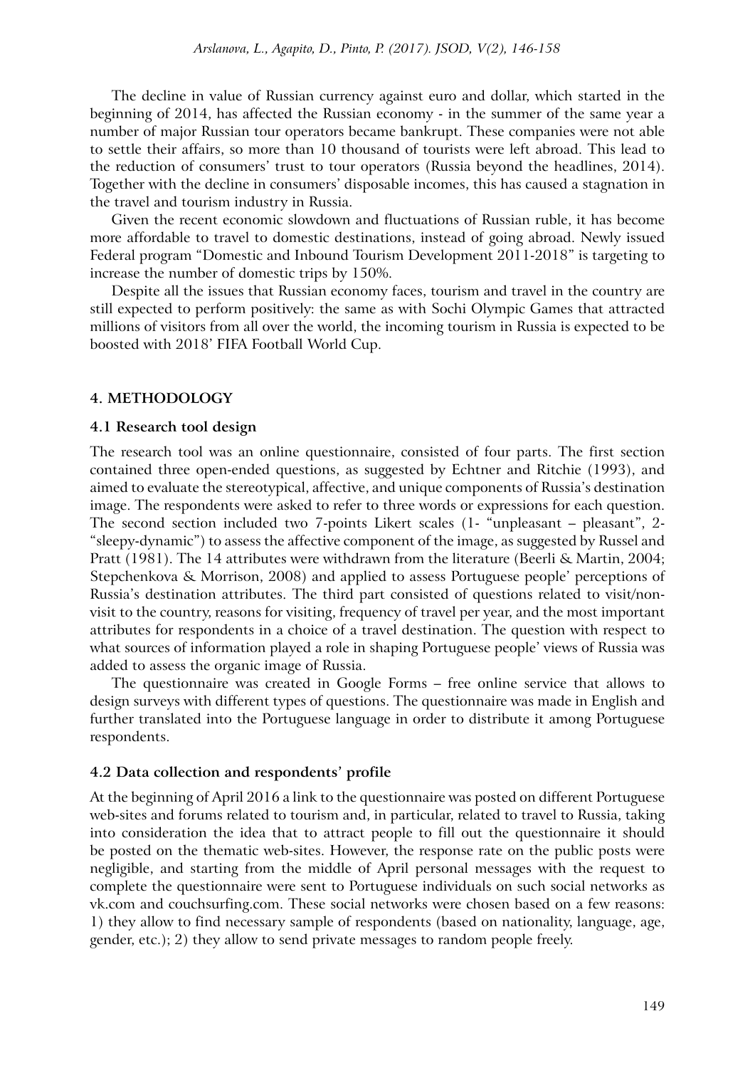The decline in value of Russian currency against euro and dollar, which started in the beginning of 2014, has affected the Russian economy - in the summer of the same year a number of major Russian tour operators became bankrupt. These companies were not able to settle their affairs, so more than 10 thousand of tourists were left abroad. This lead to the reduction of consumers' trust to tour operators (Russia beyond the headlines, 2014). Together with the decline in consumers' disposable incomes, this has caused a stagnation in the travel and tourism industry in Russia.

Given the recent economic slowdown and fluctuations of Russian ruble, it has become more affordable to travel to domestic destinations, instead of going abroad. Newly issued Federal program "Domestic and Inbound Tourism Development 2011-2018" is targeting to increase the number of domestic trips by 150%.

Despite all the issues that Russian economy faces, tourism and travel in the country are still expected to perform positively: the same as with Sochi Olympic Games that attracted millions of visitors from all over the world, the incoming tourism in Russia is expected to be boosted with 2018' FIFA Football World Cup.

## 4. METHODOLOGY

### 4.1 Research tool design

The research tool was an online questionnaire, consisted of four parts. The first section contained three open-ended questions, as suggested by Echtner and Ritchie (1993), and aimed to evaluate the stereotypical, affective, and unique components of Russia's destination image. The respondents were asked to refer to three words or expressions for each question. The second section included two 7-points Likert scales (1- "unpleasant – pleasant", 2- "sleepy-dynamic") to assess the affective component of the image, as suggested by Russel and Pratt (1981). The 14 attributes were withdrawn from the literature (Beerli & Martin, 2004; Stepchenkova & Morrison, 2008) and applied to assess Portuguese people' perceptions of Russia's destination attributes. The third part consisted of questions related to visit/non-visit to the country, reasons for visiting, frequency of travel per year, and the most important attributes for respondents in a choice of a travel destination. The question with respect to what sources of information played a role in shaping Portuguese people' views of Russia was added to assess the organic image of Russia.

The questionnaire was created in Google Forms – free online service that allows to design surveys with different types of questions. The questionnaire was made in English and further translated into the Portuguese language in order to distribute it among Portuguese respondents.

### 4.2 Data collection and respondents' profile

At the beginning of April 2016 a link to the questionnaire was posted on different Portuguese web-sites and forums related to tourism and, in particular, related to travel to Russia, taking into consideration the idea that to attract people to fill out the questionnaire it should be posted on the thematic web-sites. However, the response rate on the public posts were negligible, and starting from the middle of April personal messages with the request to complete the questionnaire were sent to Portuguese individuals on such social networks as vk.com and couchsurfing.com. These social networks were chosen based on a few reasons: 1) they allow to find necessary sample of respondents (based on nationality, language, age, gender, etc.); 2) they allow to send private messages to random people freely.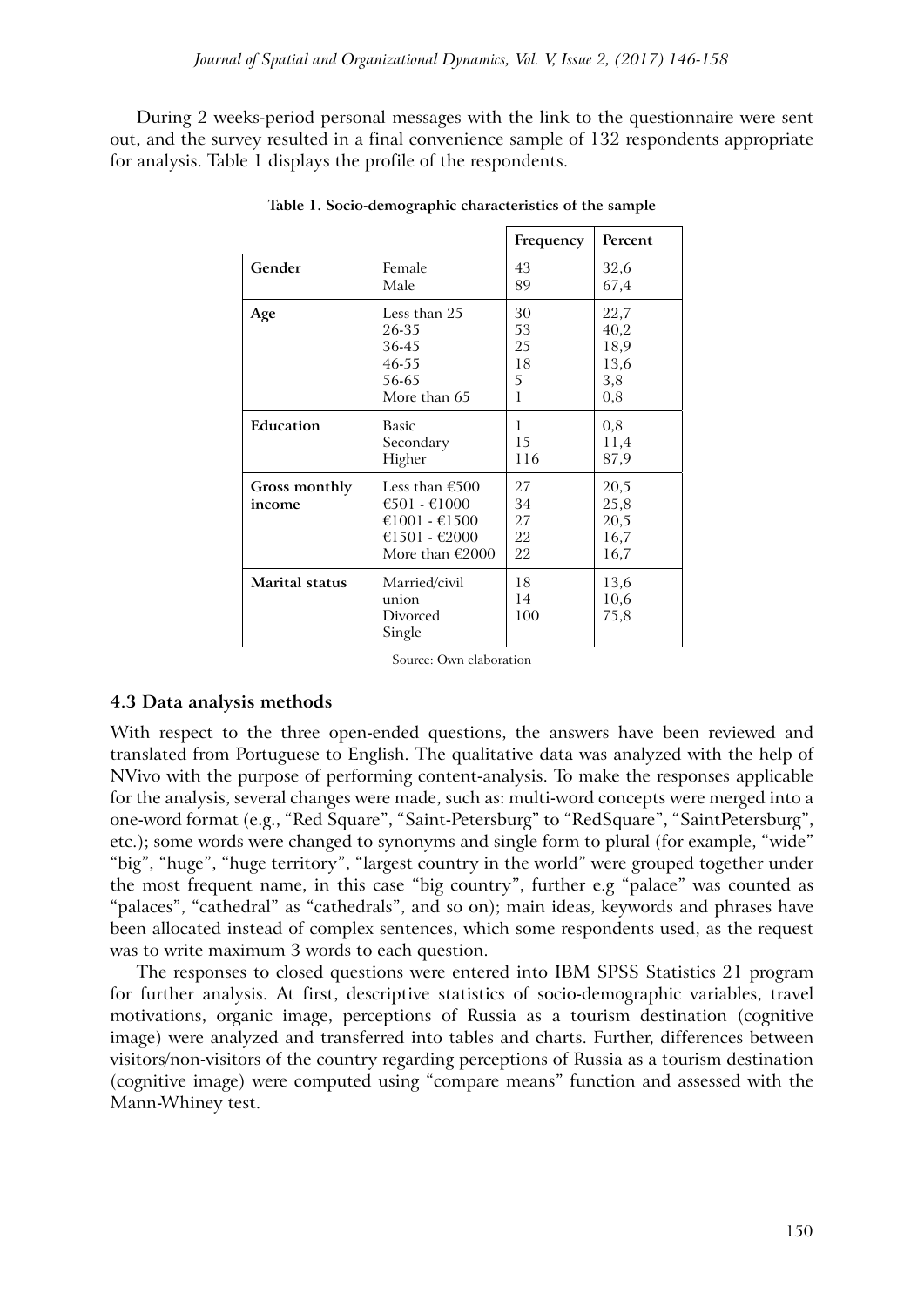During 2 weeks-period personal messages with the link to the questionnaire were sent out, and the survey resulted in a final convenience sample of 132 respondents appropriate for analysis. Table 1 displays the profile of the respondents.

**Table 1. Socio-demographic characteristics of the sample**

| | | Frequency | Percent |
|---|---|---|---|
| **Gender** | Female | 43 | 32,6 |
| | Male | 89 | 67,4 |
| **Age** | Less than 25 | 30 | 22,7 |
| | 26-35 | 53 | 40,2 |
| | 36-45 | 25 | 18,9 |
| | 46-55 | 18 | 13,6 |
| | 56-65 | 5 | 3,8 |
| | More than 65 | 1 | 0,8 |
| **Education** | Basic | 1 | 0,8 |
| | Secondary | 15 | 11,4 |
| | Higher | 116 | 87,9 |
| **Gross monthly income** | Less than €500 | 27 | 20,5 |
| | €501 - €1000 | 34 | 25,8 |
| | €1001 - €1500 | 27 | 20,5 |
| | €1501 - €2000 | 22 | 16,7 |
| | More than €2000 | 22 | 16,7 |
| **Marital status** | Married/civil union | 18 | 13,6 |
| | Divorced | 14 | 10,6 |
| | Single | 100 | 75,8 |

Source: Own elaboration

### 4.3 Data analysis methods

With respect to the three open-ended questions, the answers have been reviewed and translated from Portuguese to English. The qualitative data was analyzed with the help of NVivo with the purpose of performing content-analysis. To make the responses applicable for the analysis, several changes were made, such as: multi-word concepts were merged into a one-word format (e.g., "Red Square", "Saint-Petersburg" to "RedSquare", "SaintPetersburg", etc.); some words were changed to synonyms and single form to plural (for example, "wide" "big", "huge", "huge territory", "largest country in the world" were grouped together under the most frequent name, in this case "big country", further e.g "palace" was counted as "palaces", "cathedral" as "cathedrals", and so on); main ideas, keywords and phrases have been allocated instead of complex sentences, which some respondents used, as the request was to write maximum 3 words to each question.

The responses to closed questions were entered into IBM SPSS Statistics 21 program for further analysis. At first, descriptive statistics of socio-demographic variables, travel motivations, organic image, perceptions of Russia as a tourism destination (cognitive image) were analyzed and transferred into tables and charts. Further, differences between visitors/non-visitors of the country regarding perceptions of Russia as a tourism destination (cognitive image) were computed using "compare means" function and assessed with the Mann-Whiney test.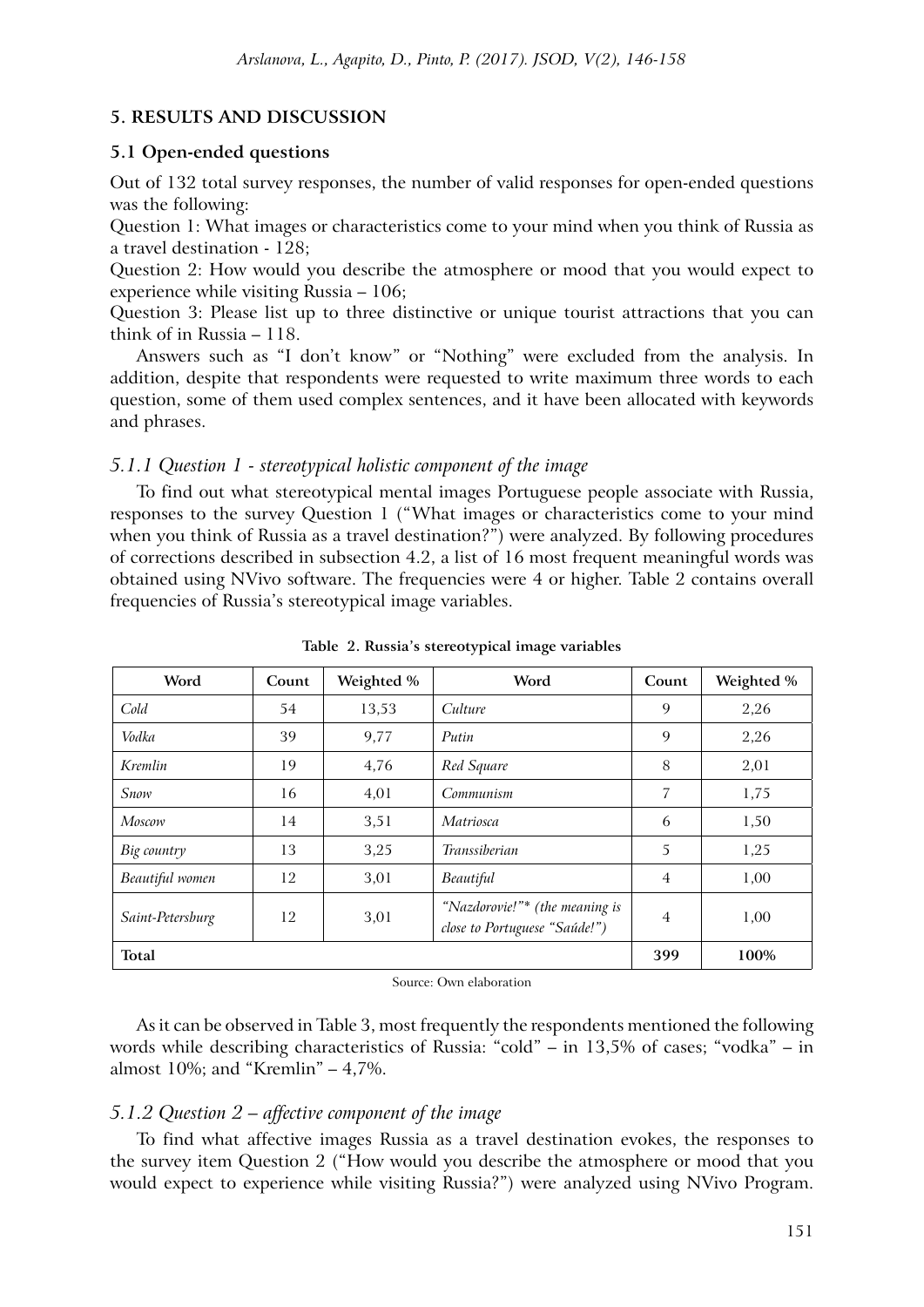## 5. RESULTS AND DISCUSSION

### 5.1 Open-ended questions

Out of 132 total survey responses, the number of valid responses for open-ended questions was the following:

Question 1: What images or characteristics come to your mind when you think of Russia as a travel destination - 128;

Question 2: How would you describe the atmosphere or mood that you would expect to experience while visiting Russia – 106;

Question 3: Please list up to three distinctive or unique tourist attractions that you can think of in Russia – 118.

Answers such as "I don't know" or "Nothing" were excluded from the analysis. In addition, despite that respondents were requested to write maximum three words to each question, some of them used complex sentences, and it have been allocated with keywords and phrases.

#### *5.1.1 Question 1 - stereotypical holistic component of the image*

To find out what stereotypical mental images Portuguese people associate with Russia, responses to the survey Question 1 ("What images or characteristics come to your mind when you think of Russia as a travel destination?") were analyzed. By following procedures of corrections described in subsection 4.2, a list of 16 most frequent meaningful words was obtained using NVivo software. The frequencies were 4 or higher. Table 2 contains overall frequencies of Russia's stereotypical image variables.

**Table 2. Russia's stereotypical image variables**

| Word | Count | Weighted % | Word | Count | Weighted % |
|---|---|---|---|---|---|
| *Cold* | 54 | 13,53 | *Culture* | 9 | 2,26 |
| *Vodka* | 39 | 9,77 | *Putin* | 9 | 2,26 |
| *Kremlin* | 19 | 4,76 | *Red Square* | 8 | 2,01 |
| *Snow* | 16 | 4,01 | *Communism* | 7 | 1,75 |
| *Moscow* | 14 | 3,51 | *Matriosca* | 6 | 1,50 |
| *Big country* | 13 | 3,25 | *Transsiberian* | 5 | 1,25 |
| *Beautiful women* | 12 | 3,01 | *Beautiful* | 4 | 1,00 |
| *Saint-Petersburg* | 12 | 3,01 | *"Nazdorovie!"\* (the meaning is close to Portuguese "Saúde!")* | 4 | 1,00 |
| **Total** | | | | **399** | **100%** |

Source: Own elaboration

As it can be observed in Table 3, most frequently the respondents mentioned the following words while describing characteristics of Russia: "cold" – in 13,5% of cases; "vodka" – in almost 10%; and "Kremlin" – 4,7%.

#### *5.1.2 Question 2 – affective component of the image*

To find what affective images Russia as a travel destination evokes, the responses to the survey item Question 2 ("How would you describe the atmosphere or mood that you would expect to experience while visiting Russia?") were analyzed using NVivo Program.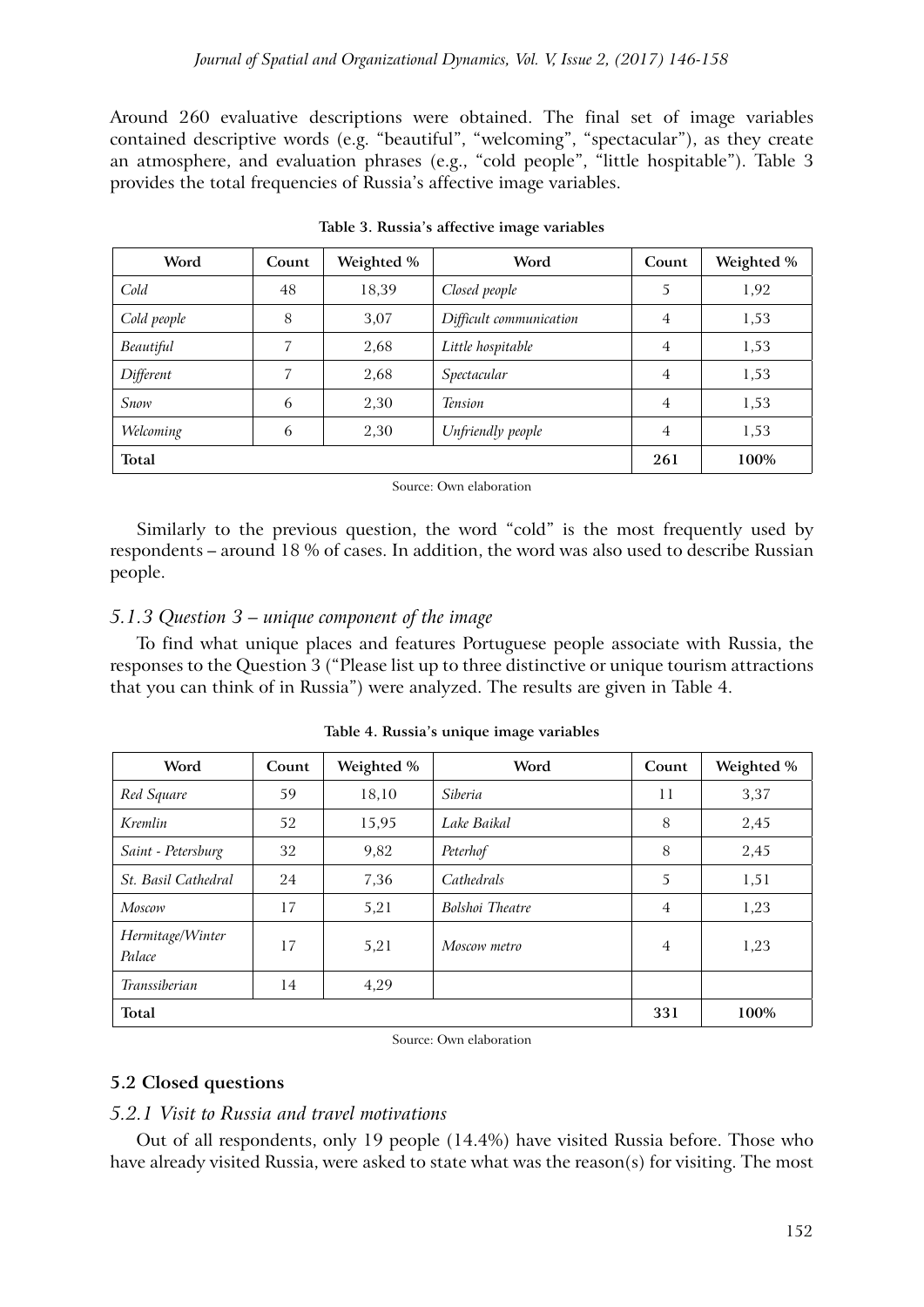Around 260 evaluative descriptions were obtained. The final set of image variables contained descriptive words (e.g. "beautiful", "welcoming", "spectacular"), as they create an atmosphere, and evaluation phrases (e.g., "cold people", "little hospitable"). Table 3 provides the total frequencies of Russia's affective image variables.

**Table 3. Russia's affective image variables**

| Word | Count | Weighted % | Word | Count | Weighted % |
|---|---|---|---|---|---|
| *Cold* | 48 | 18,39 | *Closed people* | 5 | 1,92 |
| *Cold people* | 8 | 3,07 | *Difficult communication* | 4 | 1,53 |
| *Beautiful* | 7 | 2,68 | *Little hospitable* | 4 | 1,53 |
| *Different* | 7 | 2,68 | *Spectacular* | 4 | 1,53 |
| *Snow* | 6 | 2,30 | *Tension* | 4 | 1,53 |
| *Welcoming* | 6 | 2,30 | *Unfriendly people* | 4 | 1,53 |
| **Total** | | | | **261** | **100%** |

Source: Own elaboration

Similarly to the previous question, the word "cold" is the most frequently used by respondents – around 18 % of cases. In addition, the word was also used to describe Russian people.

### *5.1.3 Question 3 – unique component of the image*

To find what unique places and features Portuguese people associate with Russia, the responses to the Question 3 ("Please list up to three distinctive or unique tourism attractions that you can think of in Russia") were analyzed. The results are given in Table 4.

**Table 4. Russia's unique image variables**

| Word | Count | Weighted % | Word | Count | Weighted % |
|---|---|---|---|---|---|
| *Red Square* | 59 | 18,10 | *Siberia* | 11 | 3,37 |
| *Kremlin* | 52 | 15,95 | *Lake Baikal* | 8 | 2,45 |
| *Saint - Petersburg* | 32 | 9,82 | *Peterhof* | 8 | 2,45 |
| *St. Basil Cathedral* | 24 | 7,36 | *Cathedrals* | 5 | 1,51 |
| *Moscow* | 17 | 5,21 | *Bolshoi Theatre* | 4 | 1,23 |
| *Hermitage/Winter Palace* | 17 | 5,21 | *Moscow metro* | 4 | 1,23 |
| *Transsiberian* | 14 | 4,29 | | | |
| **Total** | | | | **331** | **100%** |

Source: Own elaboration

## 5.2 Closed questions

### *5.2.1 Visit to Russia and travel motivations*

Out of all respondents, only 19 people (14.4%) have visited Russia before. Those who have already visited Russia, were asked to state what was the reason(s) for visiting. The most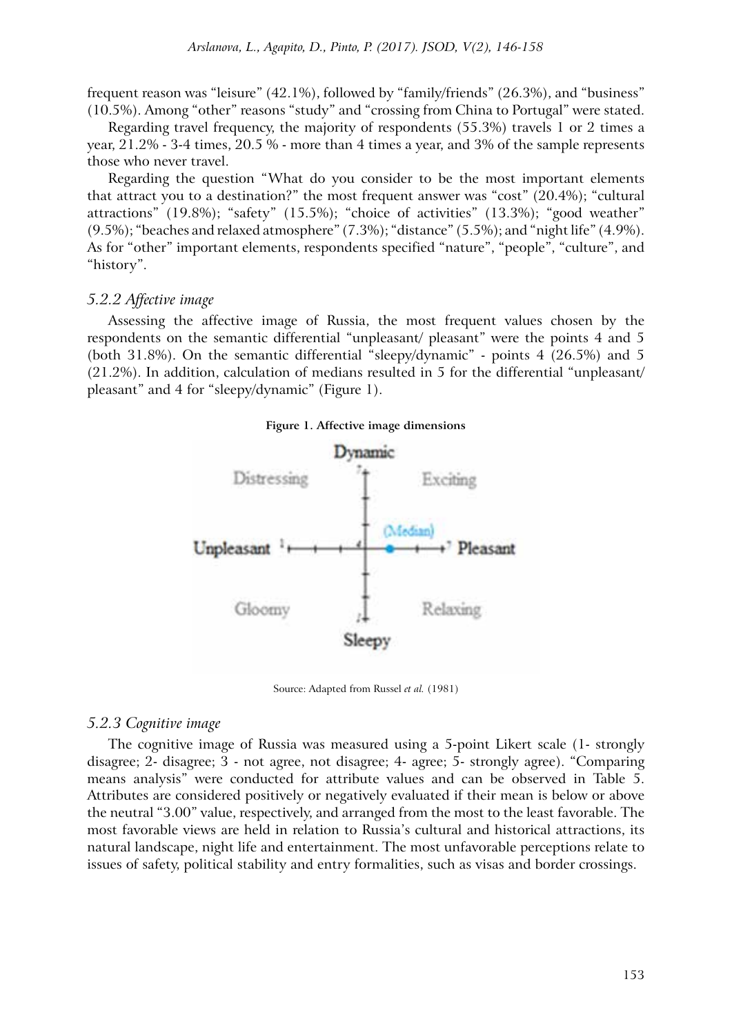frequent reason was "leisure" (42.1%), followed by "family/friends" (26.3%), and "business" (10.5%). Among "other" reasons "study" and "crossing from China to Portugal" were stated.

Regarding travel frequency, the majority of respondents (55.3%) travels 1 or 2 times a year, 21.2% - 3-4 times, 20.5 % - more than 4 times a year, and 3% of the sample represents those who never travel.

Regarding the question "What do you consider to be the most important elements that attract you to a destination?" the most frequent answer was "cost" (20.4%); "cultural attractions" (19.8%); "safety" (15.5%); "choice of activities" (13.3%); "good weather" (9.5%); "beaches and relaxed atmosphere" (7.3%); "distance" (5.5%); and "night life" (4.9%). As for "other" important elements, respondents specified "nature", "people", "culture", and "history".

### *5.2.2 Affective image*

Assessing the affective image of Russia, the most frequent values chosen by the respondents on the semantic differential "unpleasant/ pleasant" were the points 4 and 5 (both 31.8%). On the semantic differential "sleepy/dynamic" - points 4 (26.5%) and 5 (21.2%). In addition, calculation of medians resulted in 5 for the differential "unpleasant/ pleasant" and 4 for "sleepy/dynamic" (Figure 1).

**Figure 1. Affective image dimensions**

Source: Adapted from Russel *et al.* (1981)

### *5.2.3 Cognitive image*

The cognitive image of Russia was measured using a 5-point Likert scale (1- strongly disagree; 2- disagree; 3 - not agree, not disagree; 4- agree; 5- strongly agree). "Comparing means analysis" were conducted for attribute values and can be observed in Table 5. Attributes are considered positively or negatively evaluated if their mean is below or above the neutral "3.00" value, respectively, and arranged from the most to the least favorable. The most favorable views are held in relation to Russia's cultural and historical attractions, its natural landscape, night life and entertainment. The most unfavorable perceptions relate to issues of safety, political stability and entry formalities, such as visas and border crossings.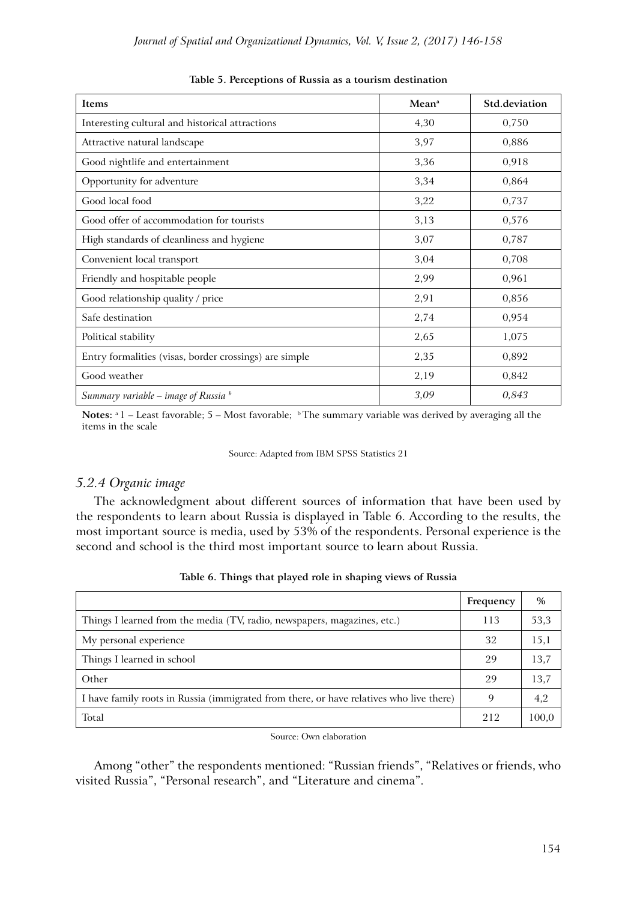**Table 5. Perceptions of Russia as a tourism destination**

| Items | Mean[a] | Std.deviation |
|---|---|---|
| Interesting cultural and historical attractions | 4,30 | 0,750 |
| Attractive natural landscape | 3,97 | 0,886 |
| Good nightlife and entertainment | 3,36 | 0,918 |
| Opportunity for adventure | 3,34 | 0,864 |
| Good local food | 3,22 | 0,737 |
| Good offer of accommodation for tourists | 3,13 | 0,576 |
| High standards of cleanliness and hygiene | 3,07 | 0,787 |
| Convenient local transport | 3,04 | 0,708 |
| Friendly and hospitable people | 2,99 | 0,961 |
| Good relationship quality / price | 2,91 | 0,856 |
| Safe destination | 2,74 | 0,954 |
| Political stability | 2,65 | 1,075 |
| Entry formalities (visas, border crossings) are simple | 2,35 | 0,892 |
| Good weather | 2,19 | 0,842 |
| *Summary variable – image of Russia* [b] | *3,09* | *0,843* |

**Notes:** [a] 1 – Least favorable; 5 – Most favorable; [b] The summary variable was derived by averaging all the items in the scale

Source: Adapted from IBM SPSS Statistics 21

### *5.2.4 Organic image*

The acknowledgment about different sources of information that have been used by the respondents to learn about Russia is displayed in Table 6. According to the results, the most important source is media, used by 53% of the respondents. Personal experience is the second and school is the third most important source to learn about Russia.

**Table 6. Things that played role in shaping views of Russia**

| | Frequency | % |
|---|---|---|
| Things I learned from the media (TV, radio, newspapers, magazines, etc.) | 113 | 53,3 |
| My personal experience | 32 | 15,1 |
| Things I learned in school | 29 | 13,7 |
| Other | 29 | 13,7 |
| I have family roots in Russia (immigrated from there, or have relatives who live there) | 9 | 4,2 |
| Total | 212 | 100,0 |

Source: Own elaboration

Among "other" the respondents mentioned: "Russian friends", "Relatives or friends, who visited Russia", "Personal research", and "Literature and cinema".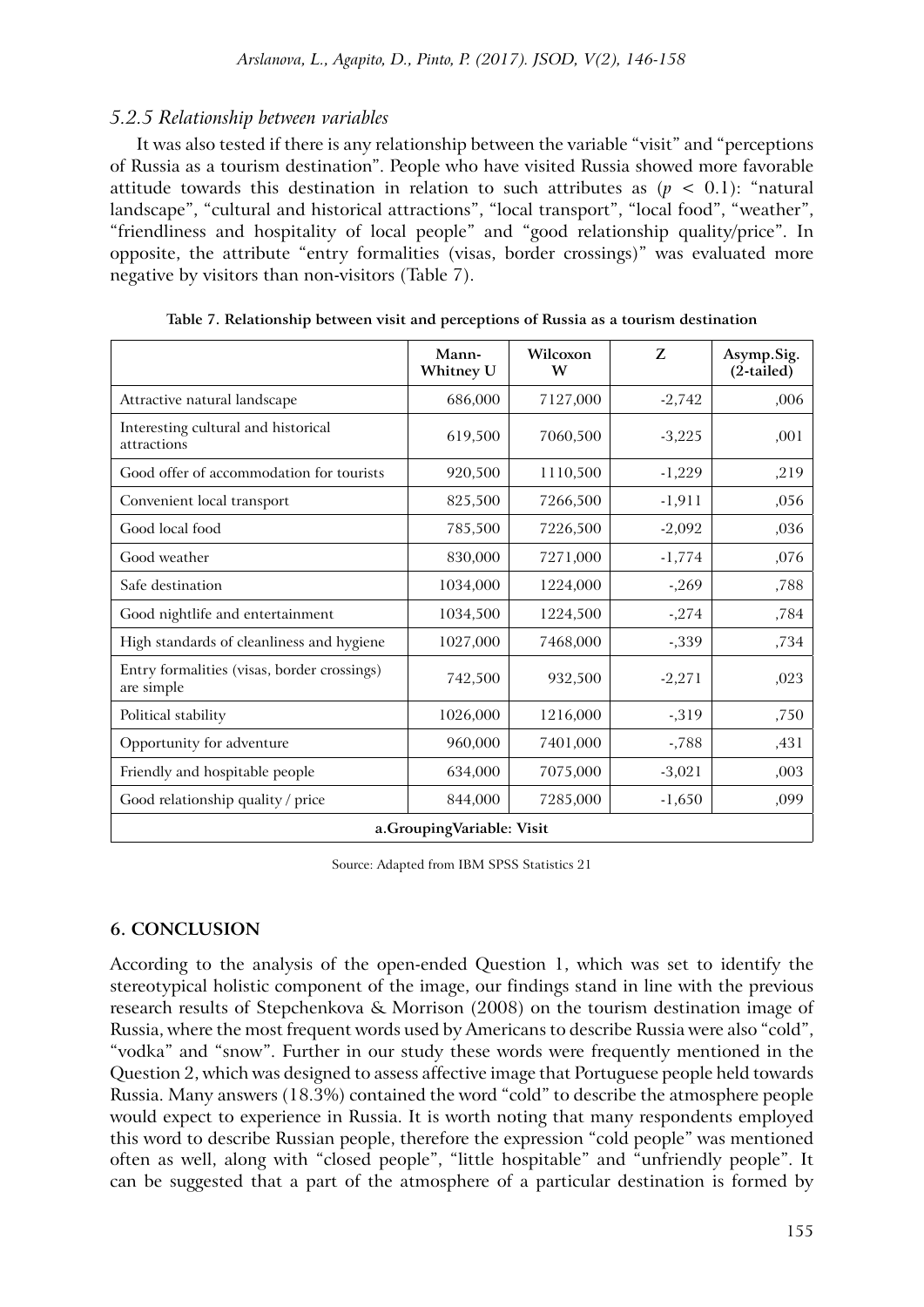### *5.2.5 Relationship between variables*

It was also tested if there is any relationship between the variable "visit" and "perceptions of Russia as a tourism destination". People who have visited Russia showed more favorable attitude towards this destination in relation to such attributes as ($p < 0.1$): "natural landscape", "cultural and historical attractions", "local transport", "local food", "weather", "friendliness and hospitality of local people" and "good relationship quality/price". In opposite, the attribute "entry formalities (visas, border crossings)" was evaluated more negative by visitors than non-visitors (Table 7).

**Table 7. Relationship between visit and perceptions of Russia as a tourism destination**

| | Mann-Whitney U | Wilcoxon W | Z | Asymp.Sig. (2-tailed) |
|---|---|---|---|---|
| Attractive natural landscape | 686,000 | 7127,000 | -2,742 | ,006 |
| Interesting cultural and historical attractions | 619,500 | 7060,500 | -3,225 | ,001 |
| Good offer of accommodation for tourists | 920,500 | 1110,500 | -1,229 | ,219 |
| Convenient local transport | 825,500 | 7266,500 | -1,911 | ,056 |
| Good local food | 785,500 | 7226,500 | -2,092 | ,036 |
| Good weather | 830,000 | 7271,000 | -1,774 | ,076 |
| Safe destination | 1034,000 | 1224,000 | -,269 | ,788 |
| Good nightlife and entertainment | 1034,500 | 1224,500 | -,274 | ,784 |
| High standards of cleanliness and hygiene | 1027,000 | 7468,000 | -,339 | ,734 |
| Entry formalities (visas, border crossings) are simple | 742,500 | 932,500 | -2,271 | ,023 |
| Political stability | 1026,000 | 1216,000 | -,319 | ,750 |
| Opportunity for adventure | 960,000 | 7401,000 | -,788 | ,431 |
| Friendly and hospitable people | 634,000 | 7075,000 | -3,021 | ,003 |
| Good relationship quality / price | 844,000 | 7285,000 | -1,650 | ,099 |
| a.GroupingVariable: Visit | | | | |

Source: Adapted from IBM SPSS Statistics 21

## 6. CONCLUSION

According to the analysis of the open-ended Question 1, which was set to identify the stereotypical holistic component of the image, our findings stand in line with the previous research results of Stepchenkova & Morrison (2008) on the tourism destination image of Russia, where the most frequent words used by Americans to describe Russia were also "cold", "vodka" and "snow". Further in our study these words were frequently mentioned in the Question 2, which was designed to assess affective image that Portuguese people held towards Russia. Many answers (18.3%) contained the word "cold" to describe the atmosphere people would expect to experience in Russia. It is worth noting that many respondents employed this word to describe Russian people, therefore the expression "cold people" was mentioned often as well, along with "closed people", "little hospitable" and "unfriendly people". It can be suggested that a part of the atmosphere of a particular destination is formed by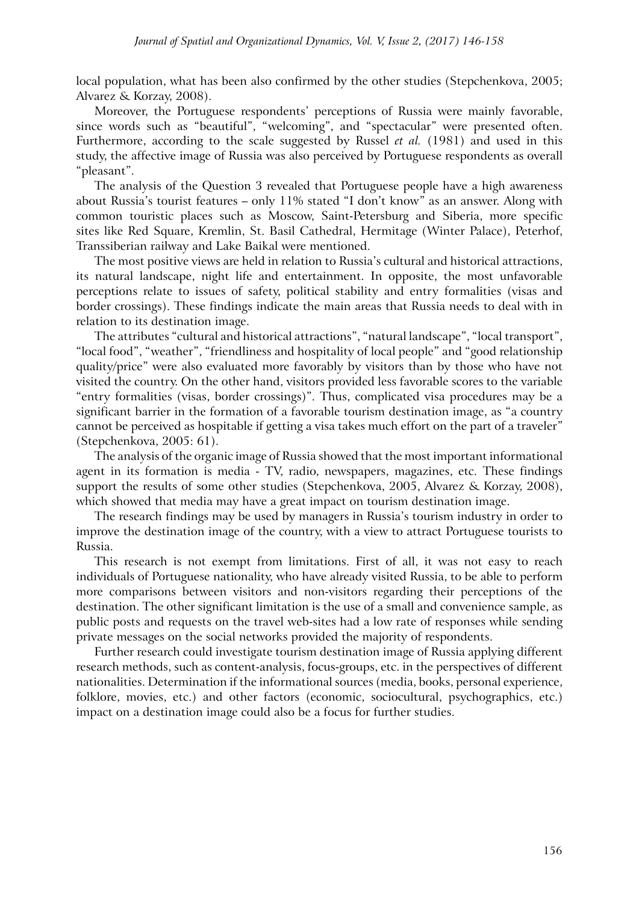local population, what has been also confirmed by the other studies (Stepchenkova, 2005; Alvarez & Korzay, 2008).

Moreover, the Portuguese respondents' perceptions of Russia were mainly favorable, since words such as "beautiful", "welcoming", and "spectacular" were presented often. Furthermore, according to the scale suggested by Russel *et al.* (1981) and used in this study, the affective image of Russia was also perceived by Portuguese respondents as overall "pleasant".

The analysis of the Question 3 revealed that Portuguese people have a high awareness about Russia's tourist features – only 11% stated "I don't know" as an answer. Along with common touristic places such as Moscow, Saint-Petersburg and Siberia, more specific sites like Red Square, Kremlin, St. Basil Cathedral, Hermitage (Winter Palace), Peterhof, Transsiberian railway and Lake Baikal were mentioned.

The most positive views are held in relation to Russia's cultural and historical attractions, its natural landscape, night life and entertainment. In opposite, the most unfavorable perceptions relate to issues of safety, political stability and entry formalities (visas and border crossings). These findings indicate the main areas that Russia needs to deal with in relation to its destination image.

The attributes "cultural and historical attractions", "natural landscape", "local transport", "local food", "weather", "friendliness and hospitality of local people" and "good relationship quality/price" were also evaluated more favorably by visitors than by those who have not visited the country. On the other hand, visitors provided less favorable scores to the variable "entry formalities (visas, border crossings)". Thus, complicated visa procedures may be a significant barrier in the formation of a favorable tourism destination image, as "a country cannot be perceived as hospitable if getting a visa takes much effort on the part of a traveler" (Stepchenkova, 2005: 61).

The analysis of the organic image of Russia showed that the most important informational agent in its formation is media - TV, radio, newspapers, magazines, etc. These findings support the results of some other studies (Stepchenkova, 2005, Alvarez & Korzay, 2008), which showed that media may have a great impact on tourism destination image.

The research findings may be used by managers in Russia's tourism industry in order to improve the destination image of the country, with a view to attract Portuguese tourists to Russia.

This research is not exempt from limitations. First of all, it was not easy to reach individuals of Portuguese nationality, who have already visited Russia, to be able to perform more comparisons between visitors and non-visitors regarding their perceptions of the destination. The other significant limitation is the use of a small and convenience sample, as public posts and requests on the travel web-sites had a low rate of responses while sending private messages on the social networks provided the majority of respondents.

Further research could investigate tourism destination image of Russia applying different research methods, such as content-analysis, focus-groups, etc. in the perspectives of different nationalities. Determination if the informational sources (media, books, personal experience, folklore, movies, etc.) and other factors (economic, sociocultural, psychographics, etc.) impact on a destination image could also be a focus for further studies.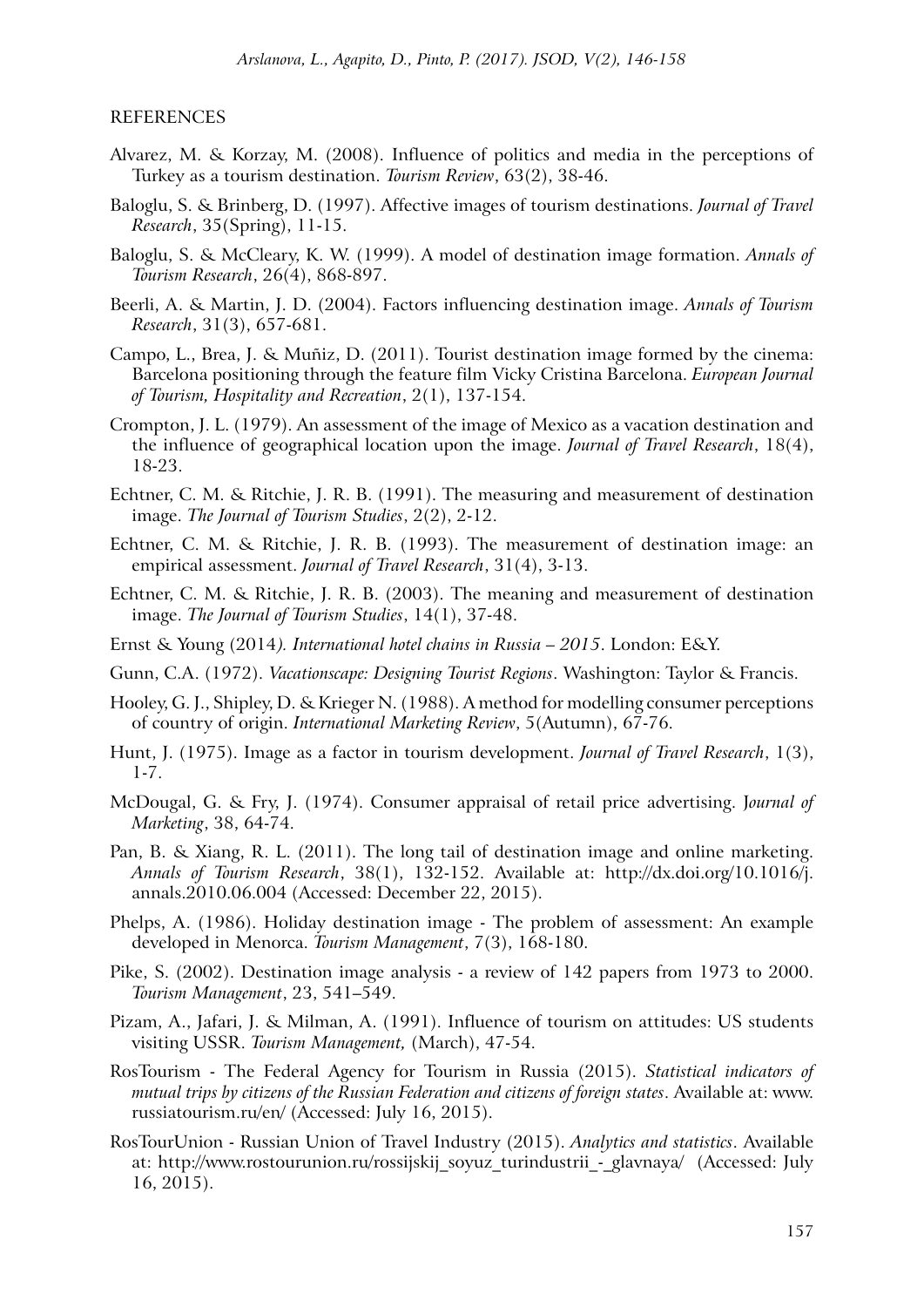REFERENCES

Alvarez, M. & Korzay, M. (2008). Influence of politics and media in the perceptions of Turkey as a tourism destination. *Tourism Review*, 63(2), 38-46.

Baloglu, S. & Brinberg, D. (1997). Affective images of tourism destinations. *Journal of Travel Research*, 35(Spring), 11-15.

Baloglu, S. & McCleary, K. W. (1999). A model of destination image formation. *Annals of Tourism Research*, 26(4), 868-897.

Beerli, A. & Martin, J. D. (2004). Factors influencing destination image. *Annals of Tourism Research*, 31(3), 657-681.

Campo, L., Brea, J. & Muñiz, D. (2011). Tourist destination image formed by the cinema: Barcelona positioning through the feature film Vicky Cristina Barcelona. *European Journal of Tourism, Hospitality and Recreation*, 2(1), 137-154.

Crompton, J. L. (1979). An assessment of the image of Mexico as a vacation destination and the influence of geographical location upon the image. *Journal of Travel Research*, 18(4), 18-23.

Echtner, C. M. & Ritchie, J. R. B. (1991). The measuring and measurement of destination image. *The Journal of Tourism Studies*, 2(2), 2-12.

Echtner, C. M. & Ritchie, J. R. B. (1993). The measurement of destination image: an empirical assessment. *Journal of Travel Research*, 31(4), 3-13.

Echtner, C. M. & Ritchie, J. R. B. (2003). The meaning and measurement of destination image. *The Journal of Tourism Studies*, 14(1), 37-48.

Ernst & Young (2014*). International hotel chains in Russia – 2015*. London: E&Y.

Gunn, C.A. (1972). *Vacationscape: Designing Tourist Regions*. Washington: Taylor & Francis.

Hooley, G. J., Shipley, D. & Krieger N. (1988). A method for modelling consumer perceptions of country of origin. *International Marketing Review*, 5(Autumn), 67-76.

Hunt, J. (1975). Image as a factor in tourism development. *Journal of Travel Research*, 1(3), 1-7.

McDougal, G. & Fry, J. (1974). Consumer appraisal of retail price advertising. J*ournal of Marketing*, 38, 64-74.

Pan, B. & Xiang, R. L. (2011). The long tail of destination image and online marketing. *Annals of Tourism Research*, 38(1), 132-152. Available at: http://dx.doi.org/10.1016/j.annals.2010.06.004 (Accessed: December 22, 2015).

Phelps, A. (1986). Holiday destination image - The problem of assessment: An example developed in Menorca. *Tourism Management*, 7(3), 168-180.

Pike, S. (2002). Destination image analysis - a review of 142 papers from 1973 to 2000. *Tourism Management*, 23, 541–549.

Pizam, A., Jafari, J. & Milman, A. (1991). Influence of tourism on attitudes: US students visiting USSR. *Tourism Management,* (March), 47-54.

RosTourism - The Federal Agency for Tourism in Russia (2015). *Statistical indicators of mutual trips by citizens of the Russian Federation and citizens of foreign states*. Available at: www.russiatourism.ru/en/ (Accessed: July 16, 2015).

RosTourUnion - Russian Union of Travel Industry (2015). *Analytics and statistics*. Available at: http://www.rostourunion.ru/rossijskij_soyuz_turindustrii_-_glavnaya/ (Accessed: July 16, 2015).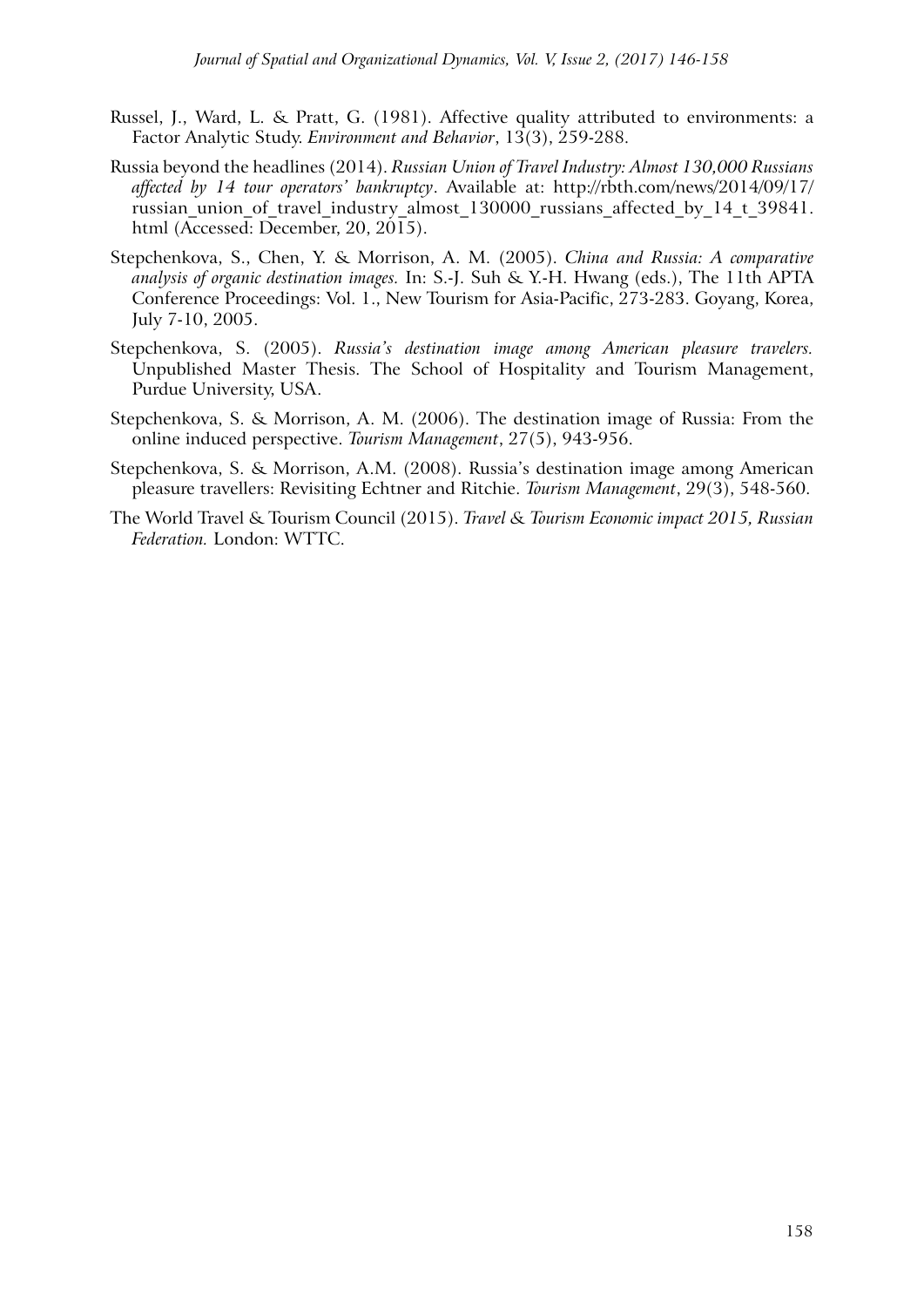Russel, J., Ward, L. & Pratt, G. (1981). Affective quality attributed to environments: a Factor Analytic Study. *Environment and Behavior*, 13(3), 259-288.

Russia beyond the headlines (2014). *Russian Union of Travel Industry: Almost 130,000 Russians affected by 14 tour operators' bankruptcy*. Available at: http://rbth.com/news/2014/09/17/russian_union_of_travel_industry_almost_130000_russians_affected_by_14_t_39841.html (Accessed: December, 20, 2015).

Stepchenkova, S., Chen, Y. & Morrison, A. M. (2005). *China and Russia: A comparative analysis of organic destination images.* In: S.-J. Suh & Y.-H. Hwang (eds.), The 11th APTA Conference Proceedings: Vol. 1., New Tourism for Asia-Pacific, 273-283. Goyang, Korea, July 7-10, 2005.

Stepchenkova, S. (2005). *Russia's destination image among American pleasure travelers.* Unpublished Master Thesis. The School of Hospitality and Tourism Management, Purdue University, USA.

Stepchenkova, S. & Morrison, A. M. (2006). The destination image of Russia: From the online induced perspective. *Tourism Management*, 27(5), 943-956.

Stepchenkova, S. & Morrison, A.M. (2008). Russia's destination image among American pleasure travellers: Revisiting Echtner and Ritchie. *Tourism Management*, 29(3), 548-560.

The World Travel & Tourism Council (2015). *Travel & Tourism Economic impact 2015, Russian Federation.* London: WTTC.